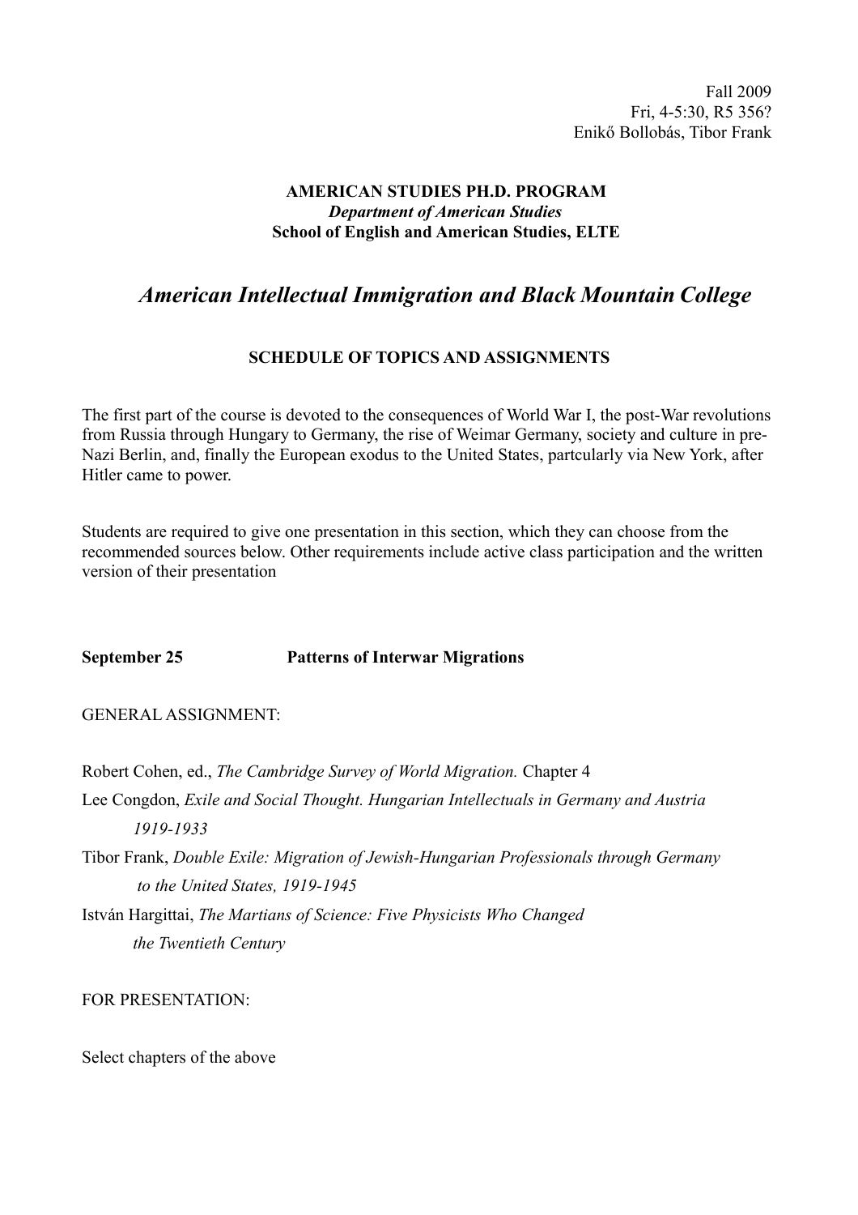Fall 2009
Fri, 4-5:30, R5 356?
Enikő Bollobás, Tibor Frank

**AMERICAN STUDIES PH.D. PROGRAM**
***Department of American Studies***
**School of English and American Studies, ELTE**

# *American Intellectual Immigration and Black Mountain College*

## SCHEDULE OF TOPICS AND ASSIGNMENTS

The first part of the course is devoted to the consequences of World War I, the post-War revolutions from Russia through Hungary to Germany, the rise of Weimar Germany, society and culture in pre-Nazi Berlin, and, finally the European exodus to the United States, partcularly via New York, after Hitler came to power.

Students are required to give one presentation in this section, which they can choose from the recommended sources below. Other requirements include active class participation and the written version of their presentation

**September 25 Patterns of Interwar Migrations**

GENERAL ASSIGNMENT:

Robert Cohen, ed., *The Cambridge Survey of World Migration.* Chapter 4

Lee Congdon, *Exile and Social Thought. Hungarian Intellectuals in Germany and Austria 1919-1933*

Tibor Frank, *Double Exile: Migration of Jewish-Hungarian Professionals through Germany to the United States, 1919-1945*

István Hargittai, *The Martians of Science: Five Physicists Who Changed the Twentieth Century*

FOR PRESENTATION:

Select chapters of the above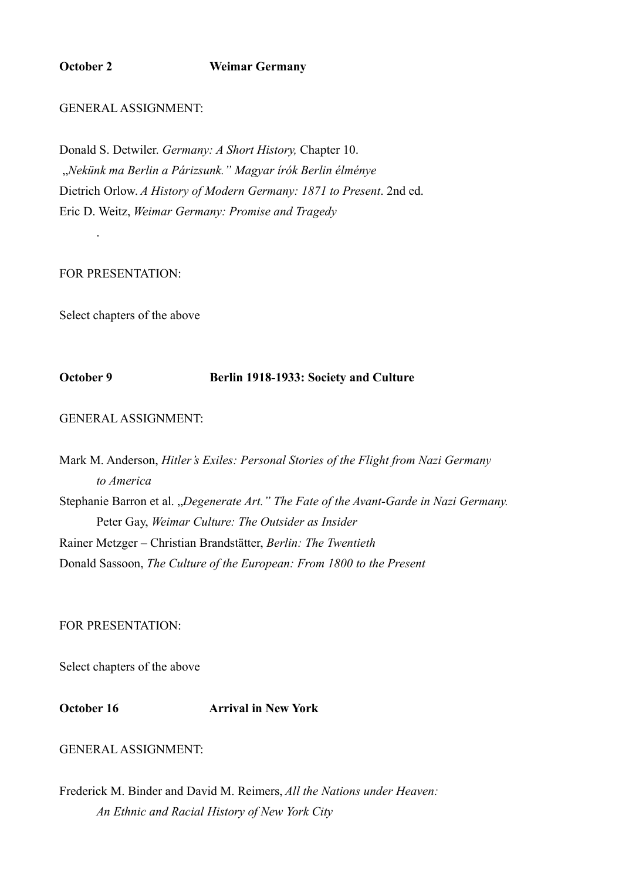**October 2** **Weimar Germany**

GENERAL ASSIGNMENT:

Donald S. Detwiler. *Germany: A Short History,* Chapter 10.
„*Nekünk ma Berlin a Párizsunk." Magyar írók Berlin élménye*
Dietrich Orlow. *A History of Modern Germany: 1871 to Present*. 2nd ed.
Eric D. Weitz, *Weimar Germany: Promise and Tragedy*

.

FOR PRESENTATION:

Select chapters of the above

**October 9** **Berlin 1918-1933: Society and Culture**

GENERAL ASSIGNMENT:

Mark M. Anderson, *Hitler's Exiles: Personal Stories of the Flight from Nazi Germany to America*
Stephanie Barron et al. „*Degenerate Art." The Fate of the Avant-Garde in Nazi Germany.*
Peter Gay, *Weimar Culture: The Outsider as Insider*
Rainer Metzger – Christian Brandstätter, *Berlin: The Twentieth*
Donald Sassoon, *The Culture of the European: From 1800 to the Present*

FOR PRESENTATION:

Select chapters of the above

**October 16** **Arrival in New York**

GENERAL ASSIGNMENT:

Frederick M. Binder and David M. Reimers, *All the Nations under Heaven: An Ethnic and Racial History of New York City*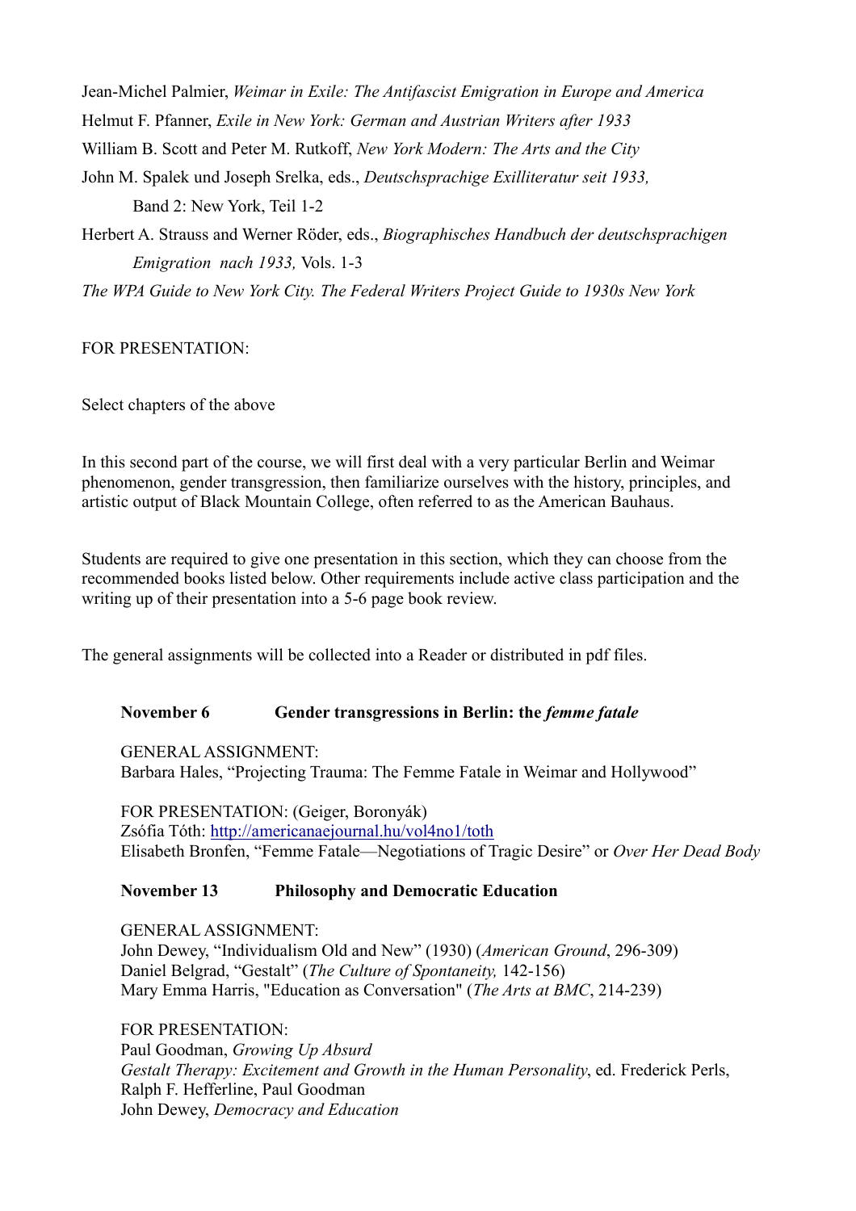Jean-Michel Palmier, *Weimar in Exile: The Antifascist Emigration in Europe and America*
Helmut F. Pfanner, *Exile in New York: German and Austrian Writers after 1933*
William B. Scott and Peter M. Rutkoff, *New York Modern: The Arts and the City*
John M. Spalek und Joseph Srelka, eds., *Deutschsprachige Exilliteratur seit 1933,*
Band 2: New York, Teil 1-2
Herbert A. Strauss and Werner Röder, eds., *Biographisches Handbuch der deutschsprachigen Emigration nach 1933,* Vols. 1-3
*The WPA Guide to New York City. The Federal Writers Project Guide to 1930s New York*

FOR PRESENTATION:

Select chapters of the above

In this second part of the course, we will first deal with a very particular Berlin and Weimar phenomenon, gender transgression, then familiarize ourselves with the history, principles, and artistic output of Black Mountain College, often referred to as the American Bauhaus.

Students are required to give one presentation in this section, which they can choose from the recommended books listed below. Other requirements include active class participation and the writing up of their presentation into a 5-6 page book review.

The general assignments will be collected into a Reader or distributed in pdf files.

**November 6 Gender transgressions in Berlin: the *femme fatale***

GENERAL ASSIGNMENT:
Barbara Hales, "Projecting Trauma: The Femme Fatale in Weimar and Hollywood"

FOR PRESENTATION: (Geiger, Boronyák)
Zsófia Tóth: http://americanaejournal.hu/vol4no1/toth
Elisabeth Bronfen, "Femme Fatale—Negotiations of Tragic Desire" or *Over Her Dead Body*

**November 13 Philosophy and Democratic Education**

GENERAL ASSIGNMENT:
John Dewey, "Individualism Old and New" (1930) (*American Ground*, 296-309)
Daniel Belgrad, "Gestalt" (*The Culture of Spontaneity,* 142-156)
Mary Emma Harris, "Education as Conversation" (*The Arts at BMC*, 214-239)

FOR PRESENTATION:
Paul Goodman, *Growing Up Absurd*
*Gestalt Therapy: Excitement and Growth in the Human Personality*, ed. Frederick Perls, Ralph F. Hefferline, Paul Goodman
John Dewey, *Democracy and Education*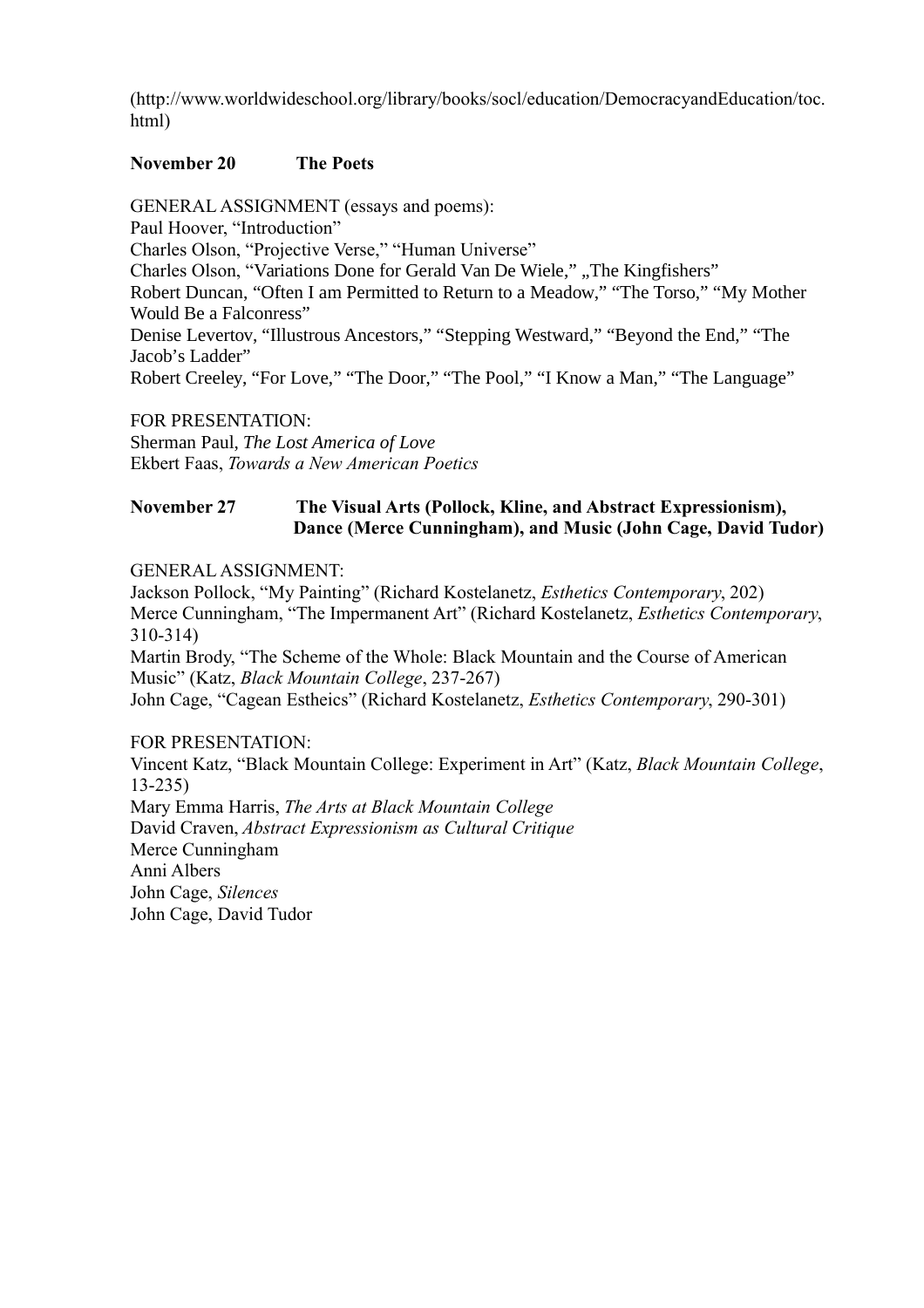(http://www.worldwideschool.org/library/books/socl/education/DemocracyandEducation/toc.html)

**November 20 The Poets**

GENERAL ASSIGNMENT (essays and poems):
Paul Hoover, "Introduction"
Charles Olson, "Projective Verse," "Human Universe"
Charles Olson, "Variations Done for Gerald Van De Wiele," „The Kingfishers"
Robert Duncan, "Often I am Permitted to Return to a Meadow," "The Torso," "My Mother Would Be a Falconress"
Denise Levertov, "Illustrous Ancestors," "Stepping Westward," "Beyond the End," "The Jacob's Ladder"
Robert Creeley, "For Love," "The Door," "The Pool," "I Know a Man," "The Language"

FOR PRESENTATION:
Sherman Paul, *The Lost America of Love*
Ekbert Faas, *Towards a New American Poetics*

**November 27 The Visual Arts (Pollock, Kline, and Abstract Expressionism), Dance (Merce Cunningham), and Music (John Cage, David Tudor)**

GENERAL ASSIGNMENT:
Jackson Pollock, "My Painting" (Richard Kostelanetz, *Esthetics Contemporary*, 202)
Merce Cunningham, "The Impermanent Art" (Richard Kostelanetz, *Esthetics Contemporary*, 310-314)
Martin Brody, "The Scheme of the Whole: Black Mountain and the Course of American Music" (Katz, *Black Mountain College*, 237-267)
John Cage, "Cagean Estheics" (Richard Kostelanetz, *Esthetics Contemporary*, 290-301)

FOR PRESENTATION:
Vincent Katz, "Black Mountain College: Experiment in Art" (Katz, *Black Mountain College*, 13-235)
Mary Emma Harris, *The Arts at Black Mountain College*
David Craven, *Abstract Expressionism as Cultural Critique*
Merce Cunningham
Anni Albers
John Cage, *Silences*
John Cage, David Tudor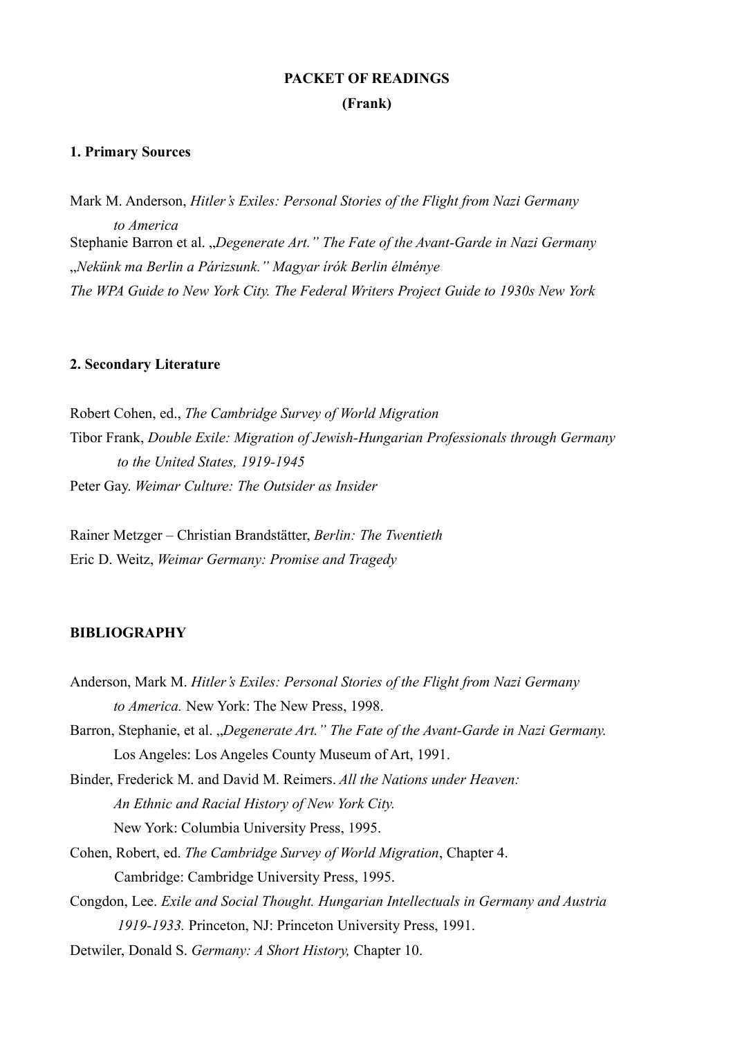**PACKET OF READINGS**

**(Frank)**

**1. Primary Sources**

Mark M. Anderson, *Hitler's Exiles: Personal Stories of the Flight from Nazi Germany to America*
Stephanie Barron et al. *„Degenerate Art." The Fate of the Avant-Garde in Nazi Germany*
*„Nekünk ma Berlin a Párizsunk." Magyar írók Berlin élménye*
*The WPA Guide to New York City. The Federal Writers Project Guide to 1930s New York*

**2. Secondary Literature**

Robert Cohen, ed., *The Cambridge Survey of World Migration*
Tibor Frank, *Double Exile: Migration of Jewish-Hungarian Professionals through Germany to the United States, 1919-1945*
Peter Gay. *Weimar Culture: The Outsider as Insider*

Rainer Metzger – Christian Brandstätter, *Berlin: The Twentieth*
Eric D. Weitz, *Weimar Germany: Promise and Tragedy*

**BIBLIOGRAPHY**

Anderson, Mark M. *Hitler's Exiles: Personal Stories of the Flight from Nazi Germany to America.* New York: The New Press, 1998.

Barron, Stephanie, et al. *„Degenerate Art." The Fate of the Avant-Garde in Nazi Germany.* Los Angeles: Los Angeles County Museum of Art, 1991.

Binder, Frederick M. and David M. Reimers. *All the Nations under Heaven: An Ethnic and Racial History of New York City.* New York: Columbia University Press, 1995.

Cohen, Robert, ed. *The Cambridge Survey of World Migration*, Chapter 4. Cambridge: Cambridge University Press, 1995.

Congdon, Lee. *Exile and Social Thought. Hungarian Intellectuals in Germany and Austria 1919-1933.* Princeton, NJ: Princeton University Press, 1991.

Detwiler, Donald S. *Germany: A Short History,* Chapter 10.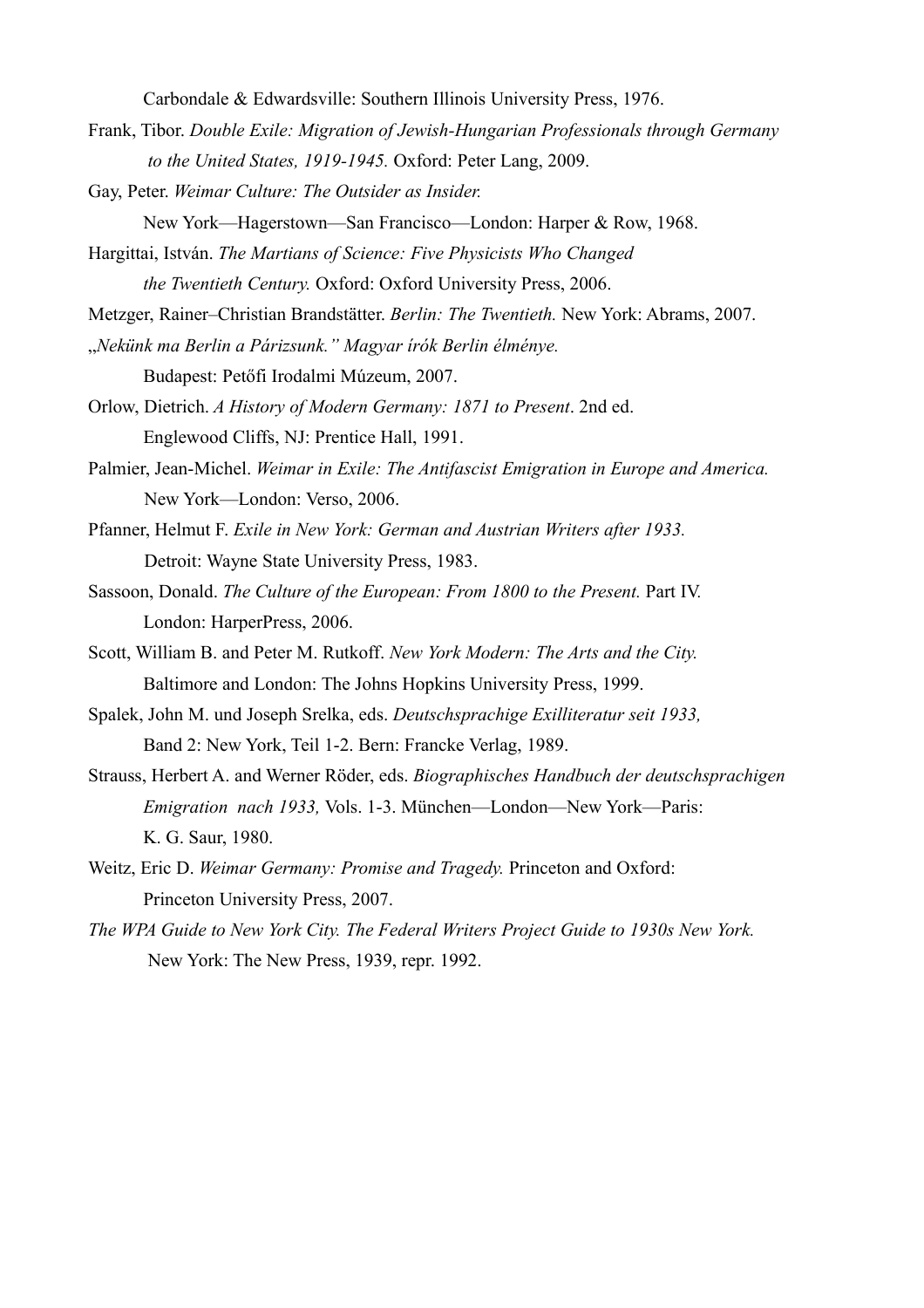Carbondale & Edwardsville: Southern Illinois University Press, 1976.

Frank, Tibor. *Double Exile: Migration of Jewish-Hungarian Professionals through Germany to the United States, 1919-1945.* Oxford: Peter Lang, 2009.

Gay, Peter. *Weimar Culture: The Outsider as Insider.* New York—Hagerstown—San Francisco—London: Harper & Row, 1968.

Hargittai, István. *The Martians of Science: Five Physicists Who Changed the Twentieth Century.* Oxford: Oxford University Press, 2006.

Metzger, Rainer–Christian Brandstätter. *Berlin: The Twentieth.* New York: Abrams, 2007.

*„Nekünk ma Berlin a Párizsunk." Magyar írók Berlin élménye.* Budapest: Petőfi Irodalmi Múzeum, 2007.

Orlow, Dietrich. *A History of Modern Germany: 1871 to Present*. 2nd ed. Englewood Cliffs, NJ: Prentice Hall, 1991.

Palmier, Jean-Michel. *Weimar in Exile: The Antifascist Emigration in Europe and America.* New York—London: Verso, 2006.

Pfanner, Helmut F. *Exile in New York: German and Austrian Writers after 1933.* Detroit: Wayne State University Press, 1983.

Sassoon, Donald. *The Culture of the European: From 1800 to the Present.* Part IV. London: HarperPress, 2006.

Scott, William B. and Peter M. Rutkoff. *New York Modern: The Arts and the City.* Baltimore and London: The Johns Hopkins University Press, 1999.

Spalek, John M. und Joseph Srelka, eds. *Deutschsprachige Exilliteratur seit 1933,* Band 2: New York, Teil 1-2. Bern: Francke Verlag, 1989.

Strauss, Herbert A. and Werner Röder, eds. *Biographisches Handbuch der deutschsprachigen Emigration nach 1933,* Vols. 1-3. München—London—New York—Paris: K. G. Saur, 1980.

Weitz, Eric D. *Weimar Germany: Promise and Tragedy.* Princeton and Oxford: Princeton University Press, 2007.

*The WPA Guide to New York City. The Federal Writers Project Guide to 1930s New York.* New York: The New Press, 1939, repr. 1992.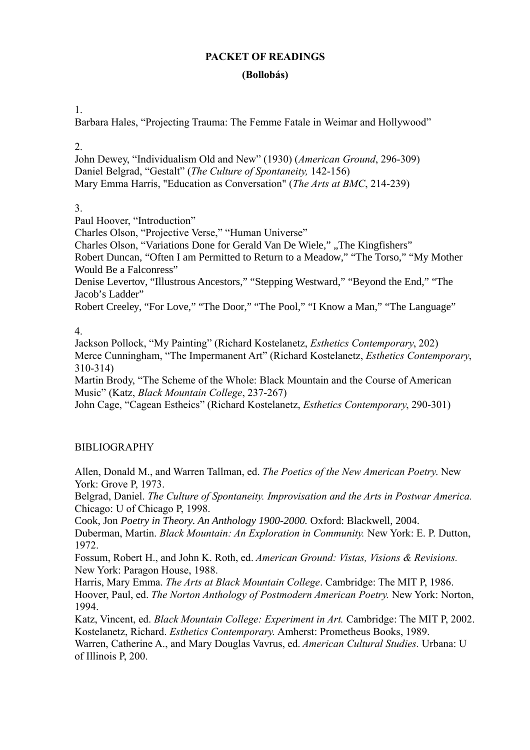**PACKET OF READINGS**

**(Bollobás)**

1.
Barbara Hales, "Projecting Trauma: The Femme Fatale in Weimar and Hollywood"

2.
John Dewey, "Individualism Old and New" (1930) (*American Ground*, 296-309)
Daniel Belgrad, "Gestalt" (*The Culture of Spontaneity,* 142-156)
Mary Emma Harris, "Education as Conversation" (*The Arts at BMC*, 214-239)

3.
Paul Hoover, "Introduction"
Charles Olson, "Projective Verse," "Human Universe"
Charles Olson, "Variations Done for Gerald Van De Wiele," „The Kingfishers"
Robert Duncan, "Often I am Permitted to Return to a Meadow," "The Torso," "My Mother Would Be a Falconress"
Denise Levertov, "Illustrous Ancestors," "Stepping Westward," "Beyond the End," "The Jacob's Ladder"
Robert Creeley, "For Love," "The Door," "The Pool," "I Know a Man," "The Language"

4.
Jackson Pollock, "My Painting" (Richard Kostelanetz, *Esthetics Contemporary*, 202)
Merce Cunningham, "The Impermanent Art" (Richard Kostelanetz, *Esthetics Contemporary*, 310-314)
Martin Brody, "The Scheme of the Whole: Black Mountain and the Course of American Music" (Katz, *Black Mountain College*, 237-267)
John Cage, "Cagean Estheics" (Richard Kostelanetz, *Esthetics Contemporary*, 290-301)

BIBLIOGRAPHY

Allen, Donald M., and Warren Tallman, ed. *The Poetics of the New American Poetry.* New York: Grove P, 1973.
Belgrad, Daniel. *The Culture of Spontaneity. Improvisation and the Arts in Postwar America.* Chicago: U of Chicago P, 1998.
Cook, Jon *Poetry in Theory. An Anthology 1900-2000.* Oxford: Blackwell, 2004.
Duberman, Martin. *Black Mountain: An Exploration in Community.* New York: E. P. Dutton, 1972.
Fossum, Robert H., and John K. Roth, ed. *American Ground: Vistas, Visions & Revisions.* New York: Paragon House, 1988.
Harris, Mary Emma. *The Arts at Black Mountain College*. Cambridge: The MIT P, 1986.
Hoover, Paul, ed. *The Norton Anthology of Postmodern American Poetry.* New York: Norton, 1994.
Katz, Vincent, ed. *Black Mountain College: Experiment in Art.* Cambridge: The MIT P, 2002.
Kostelanetz, Richard. *Esthetics Contemporary.* Amherst: Prometheus Books, 1989.
Warren, Catherine A., and Mary Douglas Vavrus, ed. *American Cultural Studies.* Urbana: U of Illinois P, 200.